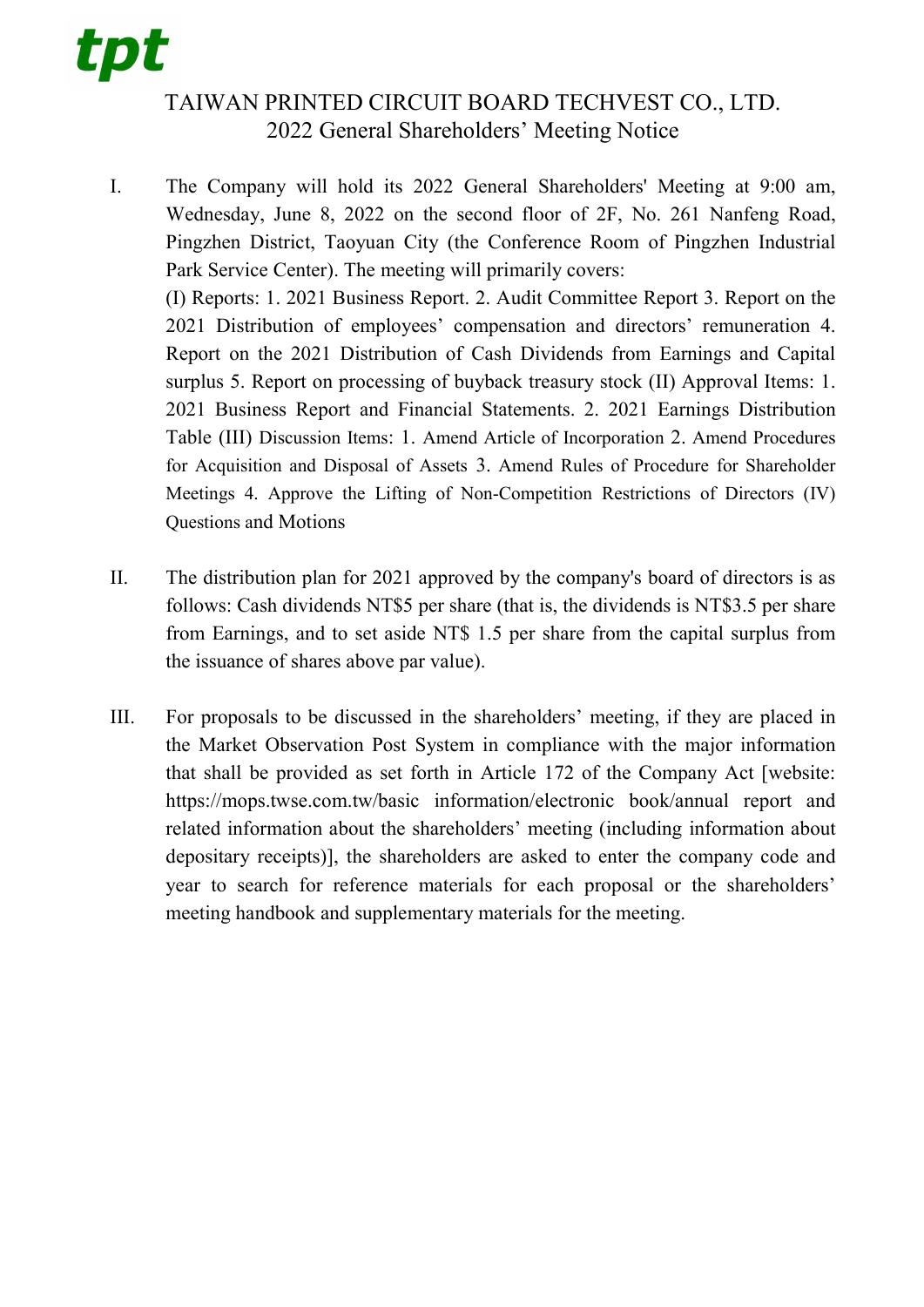tpt

# TAIWAN PRINTED CIRCUIT BOARD TECHVEST CO., LTD.
## 2022 General Shareholders' Meeting Notice

I. The Company will hold its 2022 General Shareholders' Meeting at 9:00 am, Wednesday, June 8, 2022 on the second floor of 2F, No. 261 Nanfeng Road, Pingzhen District, Taoyuan City (the Conference Room of Pingzhen Industrial Park Service Center). The meeting will primarily covers:
(I) Reports: 1. 2021 Business Report. 2. Audit Committee Report 3. Report on the 2021 Distribution of employees' compensation and directors' remuneration 4. Report on the 2021 Distribution of Cash Dividends from Earnings and Capital surplus 5. Report on processing of buyback treasury stock (II) Approval Items: 1. 2021 Business Report and Financial Statements. 2. 2021 Earnings Distribution Table (III) Discussion Items: 1. Amend Article of Incorporation 2. Amend Procedures for Acquisition and Disposal of Assets 3. Amend Rules of Procedure for Shareholder Meetings 4. Approve the Lifting of Non-Competition Restrictions of Directors (IV) Questions and Motions

II. The distribution plan for 2021 approved by the company's board of directors is as follows: Cash dividends NT$5 per share (that is, the dividends is NT$3.5 per share from Earnings, and to set aside NT$ 1.5 per share from the capital surplus from the issuance of shares above par value).

III. For proposals to be discussed in the shareholders' meeting, if they are placed in the Market Observation Post System in compliance with the major information that shall be provided as set forth in Article 172 of the Company Act [website: https://mops.twse.com.tw/basic information/electronic book/annual report and related information about the shareholders' meeting (including information about depositary receipts)], the shareholders are asked to enter the company code and year to search for reference materials for each proposal or the shareholders' meeting handbook and supplementary materials for the meeting.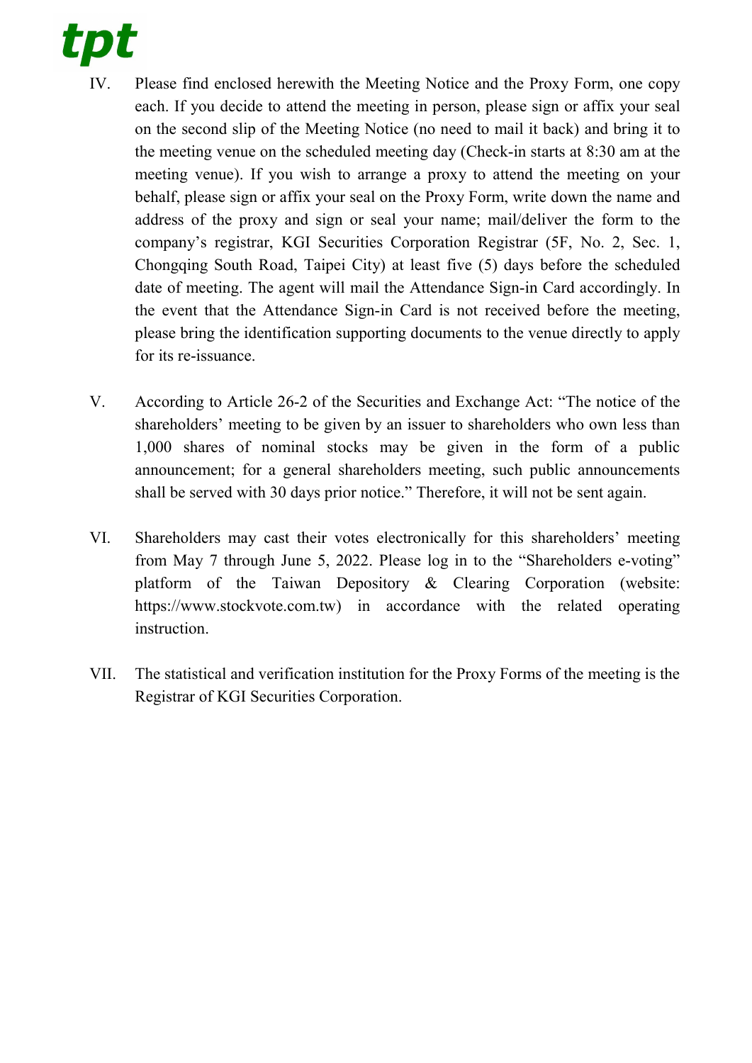IV. Please find enclosed herewith the Meeting Notice and the Proxy Form, one copy each. If you decide to attend the meeting in person, please sign or affix your seal on the second slip of the Meeting Notice (no need to mail it back) and bring it to the meeting venue on the scheduled meeting day (Check-in starts at 8:30 am at the meeting venue). If you wish to arrange a proxy to attend the meeting on your behalf, please sign or affix your seal on the Proxy Form, write down the name and address of the proxy and sign or seal your name; mail/deliver the form to the company's registrar, KGI Securities Corporation Registrar (5F, No. 2, Sec. 1, Chongqing South Road, Taipei City) at least five (5) days before the scheduled date of meeting. The agent will mail the Attendance Sign-in Card accordingly. In the event that the Attendance Sign-in Card is not received before the meeting, please bring the identification supporting documents to the venue directly to apply for its re-issuance.

V. According to Article 26-2 of the Securities and Exchange Act: "The notice of the shareholders' meeting to be given by an issuer to shareholders who own less than 1,000 shares of nominal stocks may be given in the form of a public announcement; for a general shareholders meeting, such public announcements shall be served with 30 days prior notice." Therefore, it will not be sent again.

VI. Shareholders may cast their votes electronically for this shareholders' meeting from May 7 through June 5, 2022. Please log in to the "Shareholders e-voting" platform of the Taiwan Depository & Clearing Corporation (website: https://www.stockvote.com.tw) in accordance with the related operating instruction.

VII. The statistical and verification institution for the Proxy Forms of the meeting is the Registrar of KGI Securities Corporation.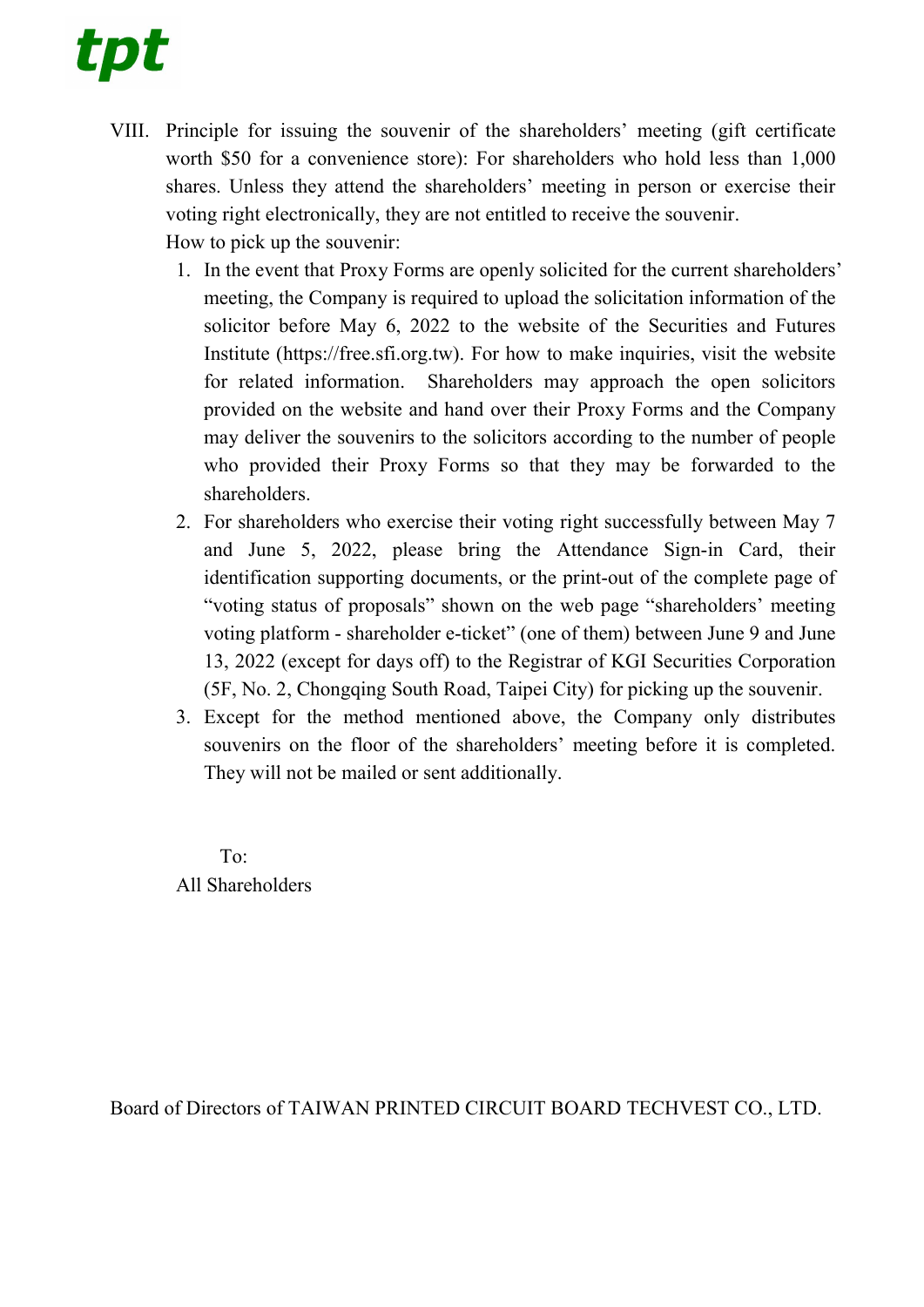tpt

VIII. Principle for issuing the souvenir of the shareholders' meeting (gift certificate worth $50 for a convenience store): For shareholders who hold less than 1,000 shares. Unless they attend the shareholders' meeting in person or exercise their voting right electronically, they are not entitled to receive the souvenir.

How to pick up the souvenir:

1. In the event that Proxy Forms are openly solicited for the current shareholders' meeting, the Company is required to upload the solicitation information of the solicitor before May 6, 2022 to the website of the Securities and Futures Institute (https://free.sfi.org.tw). For how to make inquiries, visit the website for related information. Shareholders may approach the open solicitors provided on the website and hand over their Proxy Forms and the Company may deliver the souvenirs to the solicitors according to the number of people who provided their Proxy Forms so that they may be forwarded to the shareholders.
2. For shareholders who exercise their voting right successfully between May 7 and June 5, 2022, please bring the Attendance Sign-in Card, their identification supporting documents, or the print-out of the complete page of "voting status of proposals" shown on the web page "shareholders' meeting voting platform - shareholder e-ticket" (one of them) between June 9 and June 13, 2022 (except for days off) to the Registrar of KGI Securities Corporation (5F, No. 2, Chongqing South Road, Taipei City) for picking up the souvenir.
3. Except for the method mentioned above, the Company only distributes souvenirs on the floor of the shareholders' meeting before it is completed. They will not be mailed or sent additionally.

To:
All Shareholders

Board of Directors of TAIWAN PRINTED CIRCUIT BOARD TECHVEST CO., LTD.